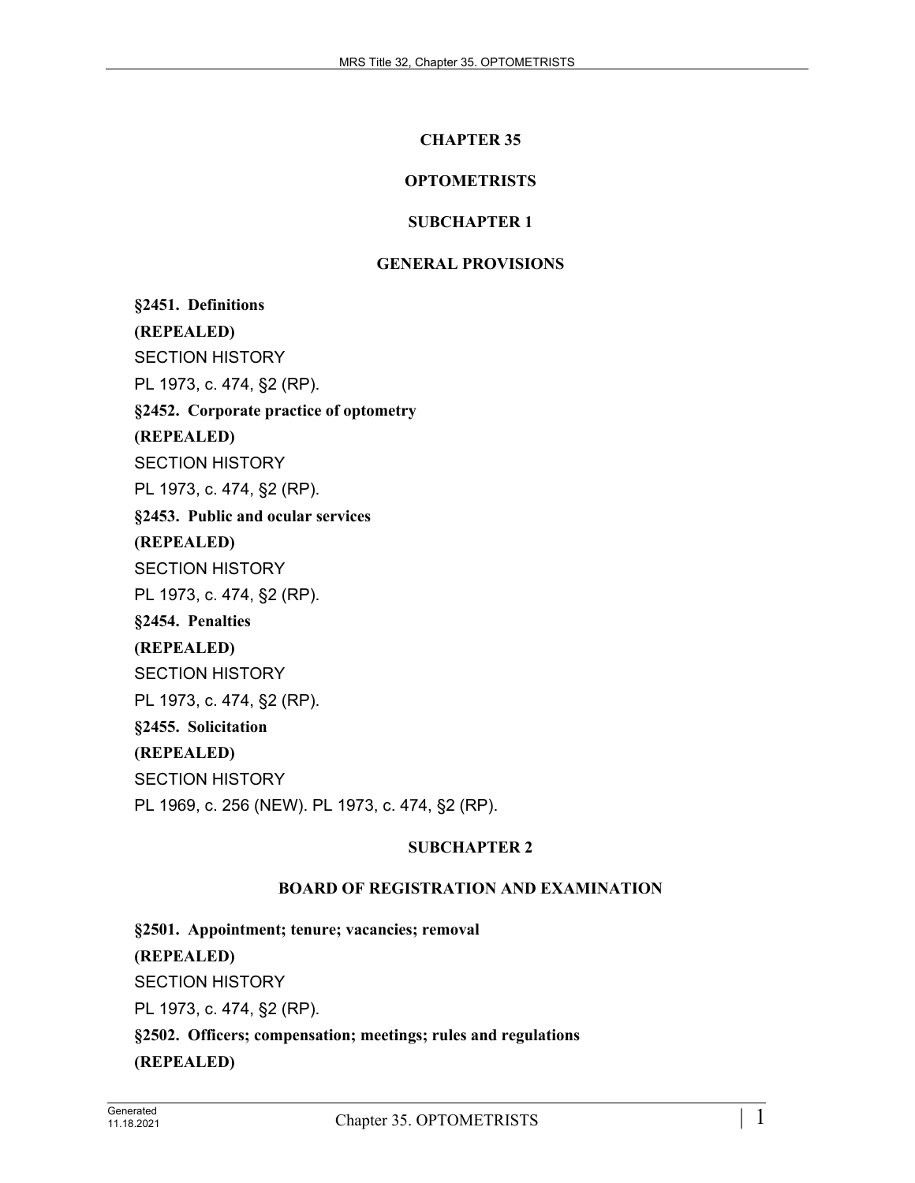# CHAPTER 35

# OPTOMETRISTS

## SUBCHAPTER 1

## GENERAL PROVISIONS

**§2451. Definitions**

**(REPEALED)**

SECTION HISTORY

PL 1973, c. 474, §2 (RP).

**§2452. Corporate practice of optometry**

**(REPEALED)**

SECTION HISTORY

PL 1973, c. 474, §2 (RP).

**§2453. Public and ocular services**

**(REPEALED)**

SECTION HISTORY

PL 1973, c. 474, §2 (RP).

**§2454. Penalties**

**(REPEALED)**

SECTION HISTORY

PL 1973, c. 474, §2 (RP).

**§2455. Solicitation**

**(REPEALED)**

SECTION HISTORY

PL 1969, c. 256 (NEW). PL 1973, c. 474, §2 (RP).

## SUBCHAPTER 2

## BOARD OF REGISTRATION AND EXAMINATION

**§2501. Appointment; tenure; vacancies; removal**

**(REPEALED)**

SECTION HISTORY

PL 1973, c. 474, §2 (RP).

**§2502. Officers; compensation; meetings; rules and regulations**

**(REPEALED)**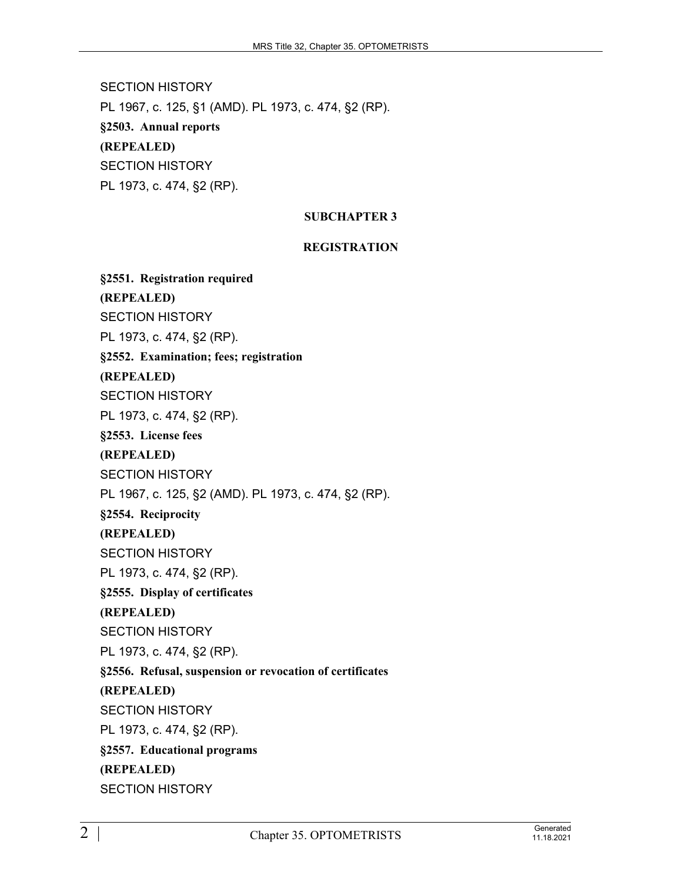SECTION HISTORY

PL 1967, c. 125, §1 (AMD). PL 1973, c. 474, §2 (RP).

**§2503. Annual reports**

**(REPEALED)**

SECTION HISTORY

PL 1973, c. 474, §2 (RP).

## SUBCHAPTER 3

## REGISTRATION

**§2551. Registration required**

**(REPEALED)**

SECTION HISTORY

PL 1973, c. 474, §2 (RP).

**§2552. Examination; fees; registration**

**(REPEALED)**

SECTION HISTORY

PL 1973, c. 474, §2 (RP).

**§2553. License fees**

**(REPEALED)**

SECTION HISTORY

PL 1967, c. 125, §2 (AMD). PL 1973, c. 474, §2 (RP).

**§2554. Reciprocity**

**(REPEALED)**

SECTION HISTORY

PL 1973, c. 474, §2 (RP).

**§2555. Display of certificates**

**(REPEALED)**

SECTION HISTORY

PL 1973, c. 474, §2 (RP).

**§2556. Refusal, suspension or revocation of certificates**

**(REPEALED)**

SECTION HISTORY

PL 1973, c. 474, §2 (RP).

**§2557. Educational programs**

**(REPEALED)**

SECTION HISTORY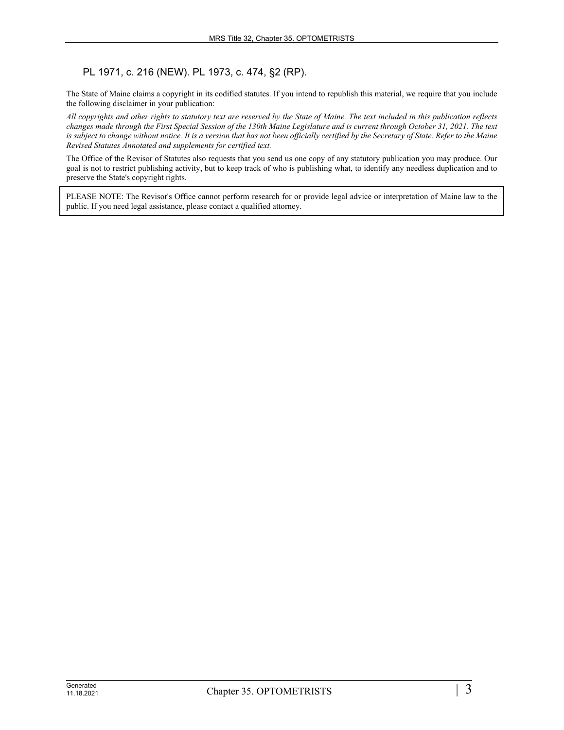PL 1971, c. 216 (NEW). PL 1973, c. 474, §2 (RP).

The State of Maine claims a copyright in its codified statutes. If you intend to republish this material, we require that you include the following disclaimer in your publication:

*All copyrights and other rights to statutory text are reserved by the State of Maine. The text included in this publication reflects changes made through the First Special Session of the 130th Maine Legislature and is current through October 31, 2021. The text is subject to change without notice. It is a version that has not been officially certified by the Secretary of State. Refer to the Maine Revised Statutes Annotated and supplements for certified text.*

The Office of the Revisor of Statutes also requests that you send us one copy of any statutory publication you may produce. Our goal is not to restrict publishing activity, but to keep track of who is publishing what, to identify any needless duplication and to preserve the State's copyright rights.

PLEASE NOTE: The Revisor's Office cannot perform research for or provide legal advice or interpretation of Maine law to the public. If you need legal assistance, please contact a qualified attorney.